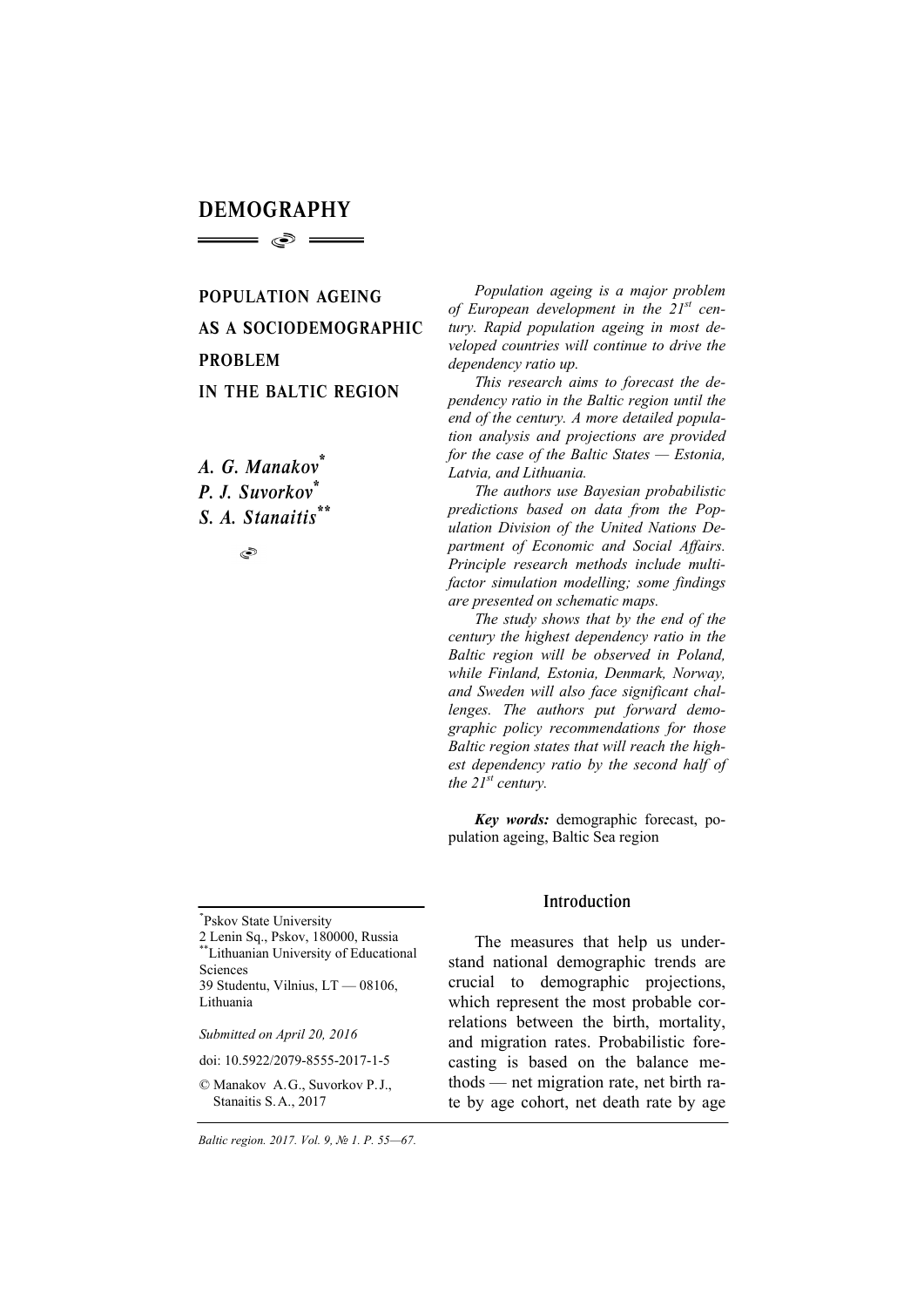# DEMOGRAPHY

## POPULATION AGEING AS A SOCIODEMOGRAPHIC PROBLEM IN THE BALTIC REGION

*A. G. Manakov*[*]
*P. J. Suvorkov*[*]
*S. A. Stanaitis*[**]

*Population ageing is a major problem of European development in the 21st century. Rapid population ageing in most developed countries will continue to drive the dependency ratio up.*

*This research aims to forecast the dependency ratio in the Baltic region until the end of the century. A more detailed population analysis and projections are provided for the case of the Baltic States — Estonia, Latvia, and Lithuania.*

*The authors use Bayesian probabilistic predictions based on data from the Population Division of the United Nations Department of Economic and Social Affairs. Principle research methods include multifactor simulation modelling; some findings are presented on schematic maps.*

*The study shows that by the end of the century the highest dependency ratio in the Baltic region will be observed in Poland, while Finland, Estonia, Denmark, Norway, and Sweden will also face significant challenges. The authors put forward demographic policy recommendations for those Baltic region states that will reach the highest dependency ratio by the second half of the 21st century.*

***Key words:*** demographic forecast, population ageing, Baltic Sea region

### Introduction

The measures that help us understand national demographic trends are crucial to demographic projections, which represent the most probable correlations between the birth, mortality, and migration rates. Probabilistic forecasting is based on the balance methods — net migration rate, net birth rate by age cohort, net death rate by age

---

[*] Pskov State University
2 Lenin Sq., Pskov, 180000, Russia
[**] Lithuanian University of Educational Sciences
39 Studentu, Vilnius, LT — 08106, Lithuania

*Submitted on April 20, 2016*

doi: 10.5922/2079-8555-2017-1-5

© Manakov A.G., Suvorkov P.J., Stanaitis S.A., 2017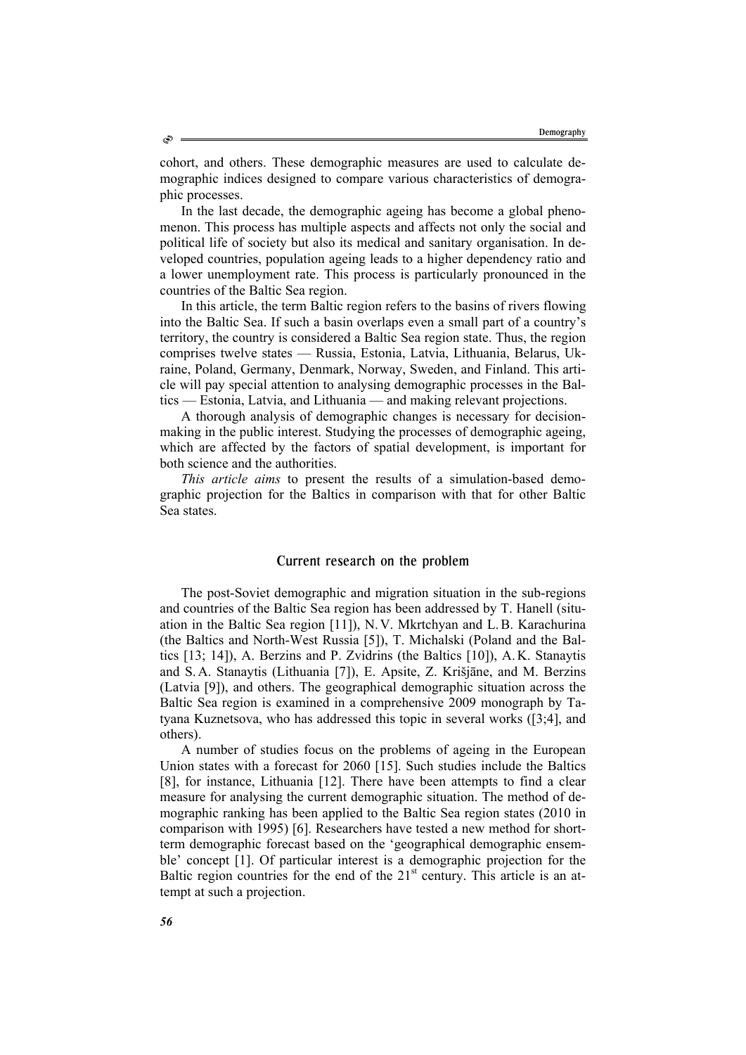cohort, and others. These demographic measures are used to calculate demographic indices designed to compare various characteristics of demographic processes.

In the last decade, the demographic ageing has become a global phenomenon. This process has multiple aspects and affects not only the social and political life of society but also its medical and sanitary organisation. In developed countries, population ageing leads to a higher dependency ratio and a lower unemployment rate. This process is particularly pronounced in the countries of the Baltic Sea region.

In this article, the term Baltic region refers to the basins of rivers flowing into the Baltic Sea. If such a basin overlaps even a small part of a country's territory, the country is considered a Baltic Sea region state. Thus, the region comprises twelve states — Russia, Estonia, Latvia, Lithuania, Belarus, Ukraine, Poland, Germany, Denmark, Norway, Sweden, and Finland. This article will pay special attention to analysing demographic processes in the Baltics — Estonia, Latvia, and Lithuania — and making relevant projections.

A thorough analysis of demographic changes is necessary for decision-making in the public interest. Studying the processes of demographic ageing, which are affected by the factors of spatial development, is important for both science and the authorities.

*This article aims* to present the results of a simulation-based demographic projection for the Baltics in comparison with that for other Baltic Sea states.

## Current research on the problem

The post-Soviet demographic and migration situation in the sub-regions and countries of the Baltic Sea region has been addressed by T. Hanell (situation in the Baltic Sea region [11]), N. V. Mkrtchyan and L. B. Karachurina (the Baltics and North-West Russia [5]), T. Michalski (Poland and the Baltics [13; 14]), A. Berzins and P. Zvidrins (the Baltics [10]), A. K. Stanaytis and S. A. Stanaytis (Lithuania [7]), E. Apsite, Z. Krišjāne, and M. Berzins (Latvia [9]), and others. The geographical demographic situation across the Baltic Sea region is examined in a comprehensive 2009 monograph by Tatyana Kuznetsova, who has addressed this topic in several works ([3;4], and others).

A number of studies focus on the problems of ageing in the European Union states with a forecast for 2060 [15]. Such studies include the Baltics [8], for instance, Lithuania [12]. There have been attempts to find a clear measure for analysing the current demographic situation. The method of demographic ranking has been applied to the Baltic Sea region states (2010 in comparison with 1995) [6]. Researchers have tested a new method for short-term demographic forecast based on the 'geographical demographic ensemble' concept [1]. Of particular interest is a demographic projection for the Baltic region countries for the end of the 21st century. This article is an attempt at such a projection.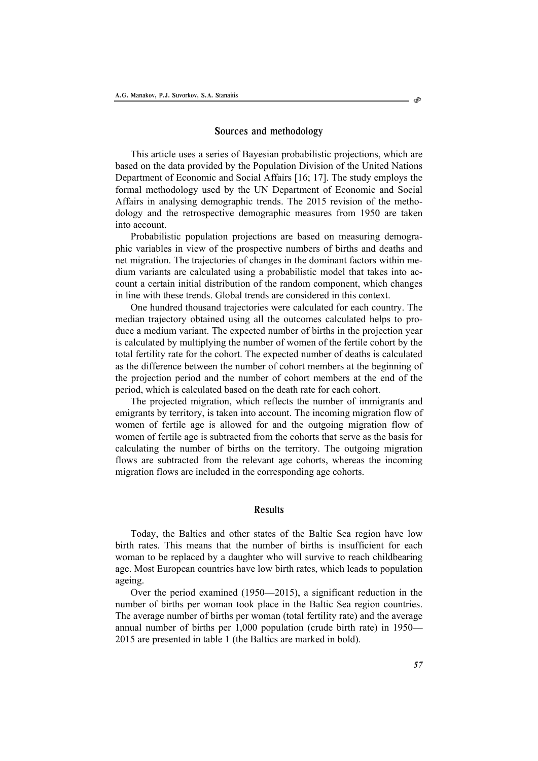## Sources and methodology

This article uses a series of Bayesian probabilistic projections, which are based on the data provided by the Population Division of the United Nations Department of Economic and Social Affairs [16; 17]. The study employs the formal methodology used by the UN Department of Economic and Social Affairs in analysing demographic trends. The 2015 revision of the methodology and the retrospective demographic measures from 1950 are taken into account.

Probabilistic population projections are based on measuring demographic variables in view of the prospective numbers of births and deaths and net migration. The trajectories of changes in the dominant factors within medium variants are calculated using a probabilistic model that takes into account a certain initial distribution of the random component, which changes in line with these trends. Global trends are considered in this context.

One hundred thousand trajectories were calculated for each country. The median trajectory obtained using all the outcomes calculated helps to produce a medium variant. The expected number of births in the projection year is calculated by multiplying the number of women of the fertile cohort by the total fertility rate for the cohort. The expected number of deaths is calculated as the difference between the number of cohort members at the beginning of the projection period and the number of cohort members at the end of the period, which is calculated based on the death rate for each cohort.

The projected migration, which reflects the number of immigrants and emigrants by territory, is taken into account. The incoming migration flow of women of fertile age is allowed for and the outgoing migration flow of women of fertile age is subtracted from the cohorts that serve as the basis for calculating the number of births on the territory. The outgoing migration flows are subtracted from the relevant age cohorts, whereas the incoming migration flows are included in the corresponding age cohorts.

## Results

Today, the Baltics and other states of the Baltic Sea region have low birth rates. This means that the number of births is insufficient for each woman to be replaced by a daughter who will survive to reach childbearing age. Most European countries have low birth rates, which leads to population ageing.

Over the period examined (1950—2015), a significant reduction in the number of births per woman took place in the Baltic Sea region countries. The average number of births per woman (total fertility rate) and the average annual number of births per 1,000 population (crude birth rate) in 1950—2015 are presented in table 1 (the Baltics are marked in bold).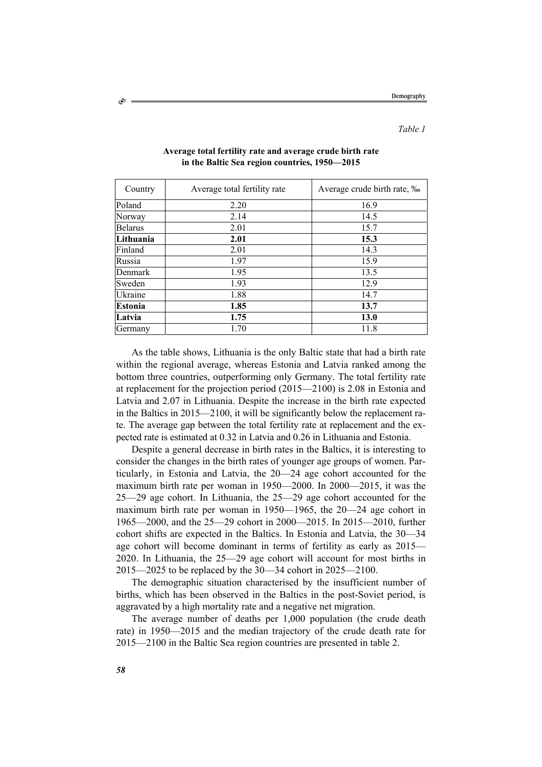*Table 1*

**Average total fertility rate and average crude birth rate in the Baltic Sea region countries, 1950—2015**

| Country | Average total fertility rate | Average crude birth rate, ‰ |
|---|---|---|
| Poland | 2.20 | 16.9 |
| Norway | 2.14 | 14.5 |
| Belarus | 2.01 | 15.7 |
| **Lithuania** | **2.01** | **15.3** |
| Finland | 2.01 | 14.3 |
| Russia | 1.97 | 15.9 |
| Denmark | 1.95 | 13.5 |
| Sweden | 1.93 | 12.9 |
| Ukraine | 1.88 | 14.7 |
| **Estonia** | **1.85** | **13.7** |
| **Latvia** | **1.75** | **13.0** |
| Germany | 1.70 | 11.8 |

As the table shows, Lithuania is the only Baltic state that had a birth rate within the regional average, whereas Estonia and Latvia ranked among the bottom three countries, outperforming only Germany. The total fertility rate at replacement for the projection period (2015—2100) is 2.08 in Estonia and Latvia and 2.07 in Lithuania. Despite the increase in the birth rate expected in the Baltics in 2015—2100, it will be significantly below the replacement rate. The average gap between the total fertility rate at replacement and the expected rate is estimated at 0.32 in Latvia and 0.26 in Lithuania and Estonia.

Despite a general decrease in birth rates in the Baltics, it is interesting to consider the changes in the birth rates of younger age groups of women. Particularly, in Estonia and Latvia, the 20—24 age cohort accounted for the maximum birth rate per woman in 1950—2000. In 2000—2015, it was the 25—29 age cohort. In Lithuania, the 25—29 age cohort accounted for the maximum birth rate per woman in 1950—1965, the 20—24 age cohort in 1965—2000, and the 25—29 cohort in 2000—2015. In 2015—2010, further cohort shifts are expected in the Baltics. In Estonia and Latvia, the 30—34 age cohort will become dominant in terms of fertility as early as 2015—2020. In Lithuania, the 25—29 age cohort will account for most births in 2015—2025 to be replaced by the 30—34 cohort in 2025—2100.

The demographic situation characterised by the insufficient number of births, which has been observed in the Baltics in the post-Soviet period, is aggravated by a high mortality rate and a negative net migration.

The average number of deaths per 1,000 population (the crude death rate) in 1950—2015 and the median trajectory of the crude death rate for 2015—2100 in the Baltic Sea region countries are presented in table 2.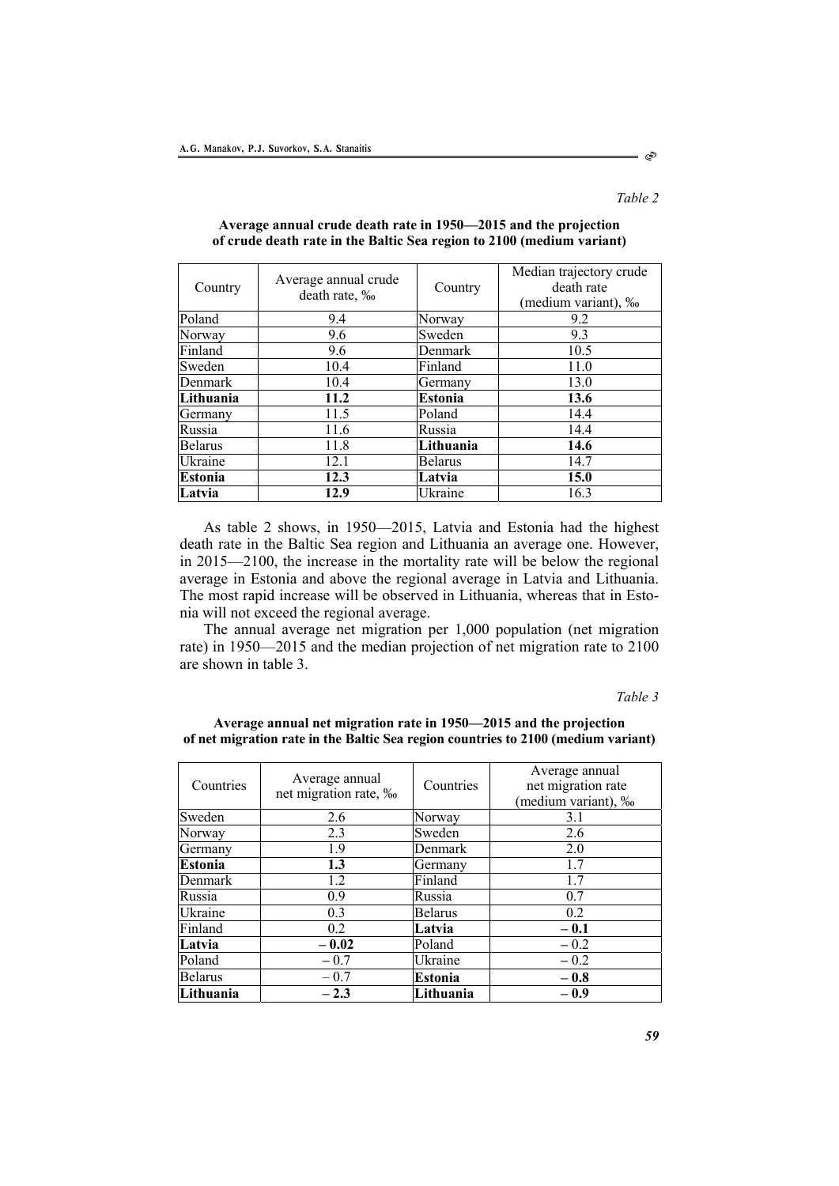*Table 2*

**Average annual crude death rate in 1950—2015 and the projection of crude death rate in the Baltic Sea region to 2100 (medium variant)**

| Country | Average annual crude death rate, ‰ | Country | Median trajectory crude death rate (medium variant), ‰ |
|---|---|---|---|
| Poland | 9.4 | Norway | 9.2 |
| Norway | 9.6 | Sweden | 9.3 |
| Finland | 9.6 | Denmark | 10.5 |
| Sweden | 10.4 | Finland | 11.0 |
| Denmark | 10.4 | Germany | 13.0 |
| **Lithuania** | **11.2** | **Estonia** | **13.6** |
| Germany | 11.5 | Poland | 14.4 |
| Russia | 11.6 | Russia | 14.4 |
| Belarus | 11.8 | **Lithuania** | **14.6** |
| Ukraine | 12.1 | Belarus | 14.7 |
| **Estonia** | **12.3** | **Latvia** | **15.0** |
| **Latvia** | **12.9** | Ukraine | 16.3 |

As table 2 shows, in 1950—2015, Latvia and Estonia had the highest death rate in the Baltic Sea region and Lithuania an average one. However, in 2015—2100, the increase in the mortality rate will be below the regional average in Estonia and above the regional average in Latvia and Lithuania. The most rapid increase will be observed in Lithuania, whereas that in Estonia will not exceed the regional average.

The annual average net migration per 1,000 population (net migration rate) in 1950—2015 and the median projection of net migration rate to 2100 are shown in table 3.

*Table 3*

**Average annual net migration rate in 1950—2015 and the projection of net migration rate in the Baltic Sea region countries to 2100 (medium variant)**

| Countries | Average annual net migration rate, ‰ | Countries | Average annual net migration rate (medium variant), ‰ |
|---|---|---|---|
| Sweden | 2.6 | Norway | 3.1 |
| Norway | 2.3 | Sweden | 2.6 |
| Germany | 1.9 | Denmark | 2.0 |
| **Estonia** | **1.3** | Germany | 1.7 |
| Denmark | 1.2 | Finland | 1.7 |
| Russia | 0.9 | Russia | 0.7 |
| Ukraine | 0.3 | Belarus | 0.2 |
| Finland | 0.2 | **Latvia** | **– 0.1** |
| **Latvia** | **– 0.02** | Poland | – 0.2 |
| Poland | – 0.7 | Ukraine | – 0.2 |
| Belarus | – 0.7 | **Estonia** | **– 0.8** |
| **Lithuania** | **– 2.3** | **Lithuania** | **– 0.9** |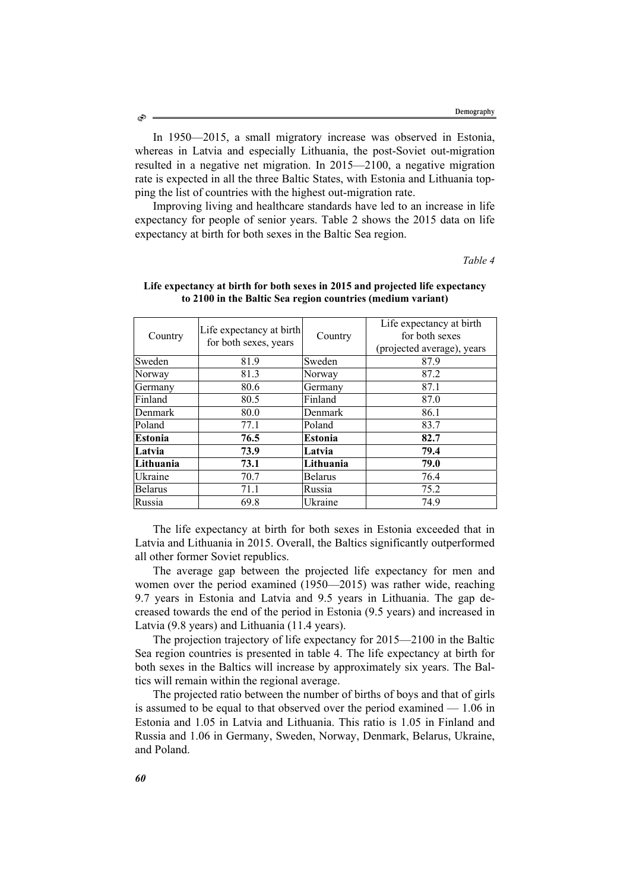In 1950—2015, a small migratory increase was observed in Estonia, whereas in Latvia and especially Lithuania, the post-Soviet out-migration resulted in a negative net migration. In 2015—2100, a negative migration rate is expected in all the three Baltic States, with Estonia and Lithuania topping the list of countries with the highest out-migration rate.

Improving living and healthcare standards have led to an increase in life expectancy for people of senior years. Table 2 shows the 2015 data on life expectancy at birth for both sexes in the Baltic Sea region.

*Table 4*

**Life expectancy at birth for both sexes in 2015 and projected life expectancy to 2100 in the Baltic Sea region countries (medium variant)**

| Country | Life expectancy at birth for both sexes, years | Country | Life expectancy at birth for both sexes (projected average), years |
|---|---|---|---|
| Sweden | 81.9 | Sweden | 87.9 |
| Norway | 81.3 | Norway | 87.2 |
| Germany | 80.6 | Germany | 87.1 |
| Finland | 80.5 | Finland | 87.0 |
| Denmark | 80.0 | Denmark | 86.1 |
| Poland | 77.1 | Poland | 83.7 |
| **Estonia** | **76.5** | **Estonia** | **82.7** |
| **Latvia** | **73.9** | **Latvia** | **79.4** |
| **Lithuania** | **73.1** | **Lithuania** | **79.0** |
| Ukraine | 70.7 | Belarus | 76.4 |
| Belarus | 71.1 | Russia | 75.2 |
| Russia | 69.8 | Ukraine | 74.9 |

The life expectancy at birth for both sexes in Estonia exceeded that in Latvia and Lithuania in 2015. Overall, the Baltics significantly outperformed all other former Soviet republics.

The average gap between the projected life expectancy for men and women over the period examined (1950—2015) was rather wide, reaching 9.7 years in Estonia and Latvia and 9.5 years in Lithuania. The gap decreased towards the end of the period in Estonia (9.5 years) and increased in Latvia (9.8 years) and Lithuania (11.4 years).

The projection trajectory of life expectancy for 2015—2100 in the Baltic Sea region countries is presented in table 4. The life expectancy at birth for both sexes in the Baltics will increase by approximately six years. The Baltics will remain within the regional average.

The projected ratio between the number of births of boys and that of girls is assumed to be equal to that observed over the period examined — 1.06 in Estonia and 1.05 in Latvia and Lithuania. This ratio is 1.05 in Finland and Russia and 1.06 in Germany, Sweden, Norway, Denmark, Belarus, Ukraine, and Poland.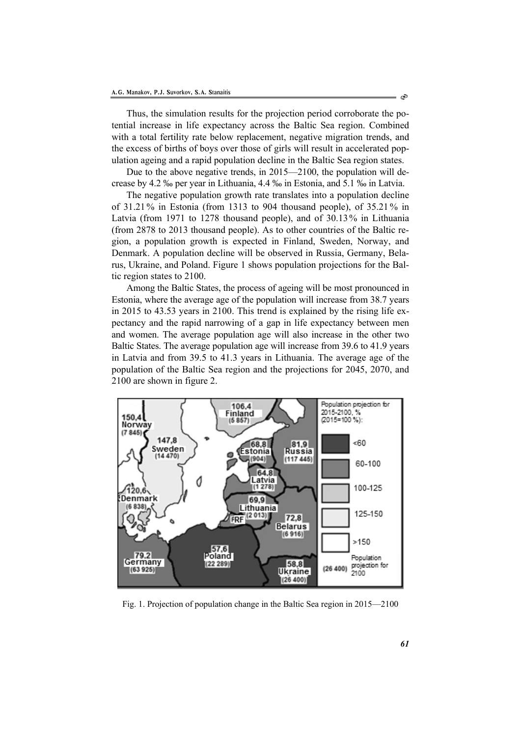Thus, the simulation results for the projection period corroborate the potential increase in life expectancy across the Baltic Sea region. Combined with a total fertility rate below replacement, negative migration trends, and the excess of births of boys over those of girls will result in accelerated population ageing and a rapid population decline in the Baltic Sea region states.

Due to the above negative trends, in 2015—2100, the population will decrease by 4.2 ‰ per year in Lithuania, 4.4 ‰ in Estonia, and 5.1 ‰ in Latvia.

The negative population growth rate translates into a population decline of 31.21 % in Estonia (from 1313 to 904 thousand people), of 35.21 % in Latvia (from 1971 to 1278 thousand people), and of 30.13 % in Lithuania (from 2878 to 2013 thousand people). As to other countries of the Baltic region, a population growth is expected in Finland, Sweden, Norway, and Denmark. A population decline will be observed in Russia, Germany, Belarus, Ukraine, and Poland. Figure 1 shows population projections for the Baltic region states to 2100.

Among the Baltic States, the process of ageing will be most pronounced in Estonia, where the average age of the population will increase from 38.7 years in 2015 to 43.53 years in 2100. This trend is explained by the rising life expectancy and the rapid narrowing of a gap in life expectancy between men and women. The average population age will also increase in the other two Baltic States. The average population age will increase from 39.6 to 41.9 years in Latvia and from 39.5 to 41.3 years in Lithuania. The average age of the population of the Baltic Sea region and the projections for 2045, 2070, and 2100 are shown in figure 2.

Fig. 1. Projection of population change in the Baltic Sea region in 2015—2100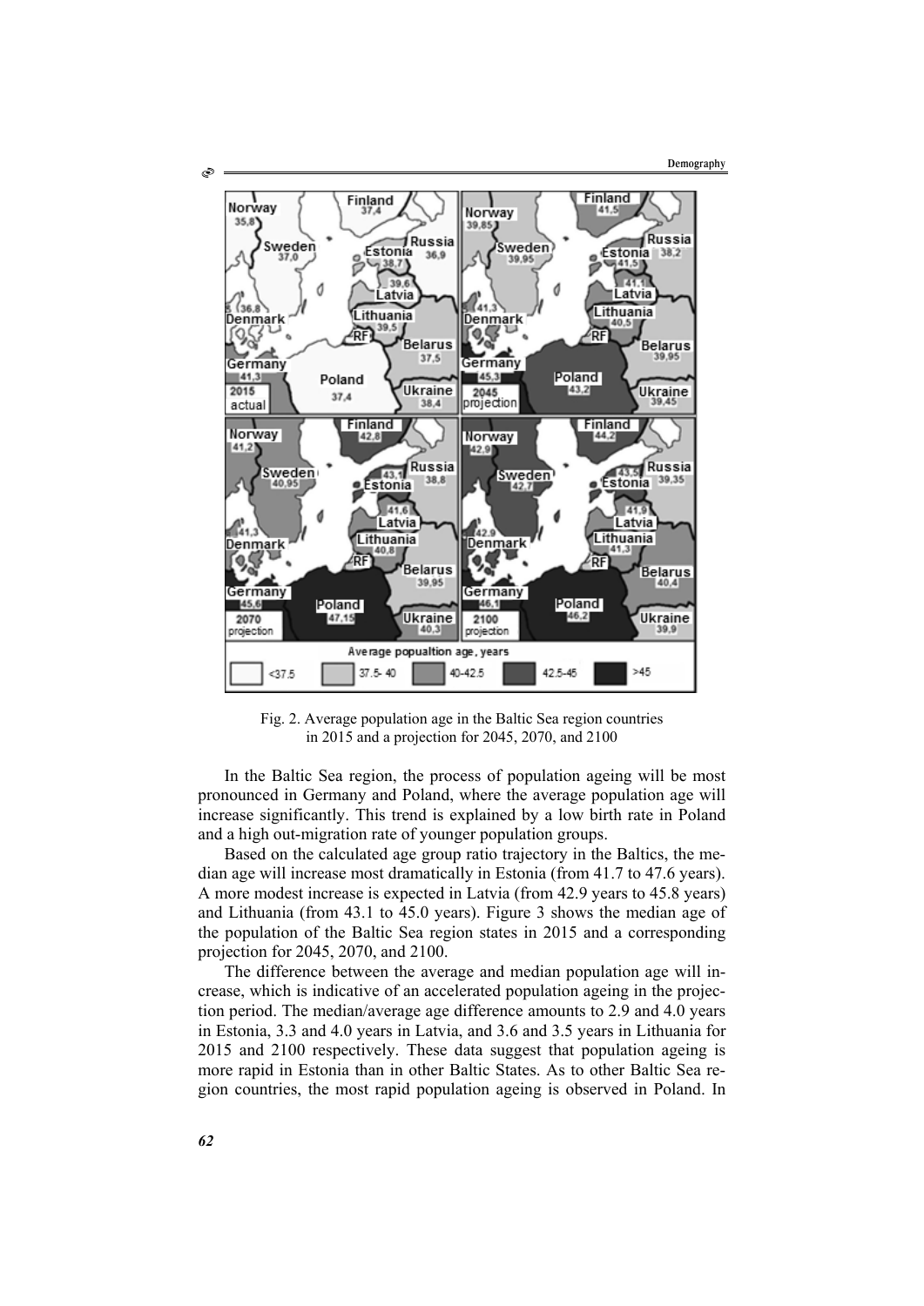Fig. 2. Average population age in the Baltic Sea region countries in 2015 and a projection for 2045, 2070, and 2100

In the Baltic Sea region, the process of population ageing will be most pronounced in Germany and Poland, where the average population age will increase significantly. This trend is explained by a low birth rate in Poland and a high out-migration rate of younger population groups.

Based on the calculated age group ratio trajectory in the Baltics, the median age will increase most dramatically in Estonia (from 41.7 to 47.6 years). A more modest increase is expected in Latvia (from 42.9 years to 45.8 years) and Lithuania (from 43.1 to 45.0 years). Figure 3 shows the median age of the population of the Baltic Sea region states in 2015 and a corresponding projection for 2045, 2070, and 2100.

The difference between the average and median population age will increase, which is indicative of an accelerated population ageing in the projection period. The median/average age difference amounts to 2.9 and 4.0 years in Estonia, 3.3 and 4.0 years in Latvia, and 3.6 and 3.5 years in Lithuania for 2015 and 2100 respectively. These data suggest that population ageing is more rapid in Estonia than in other Baltic States. As to other Baltic Sea region countries, the most rapid population ageing is observed in Poland. In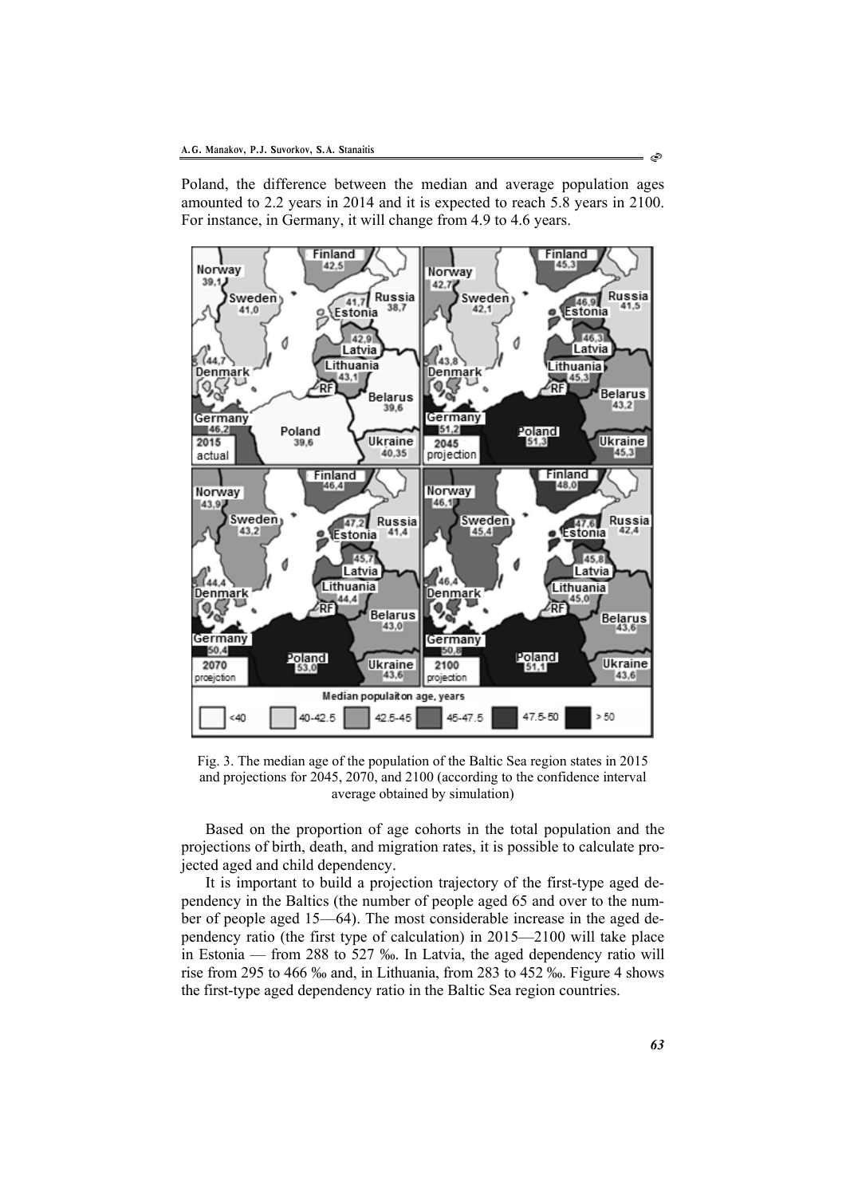Poland, the difference between the median and average population ages amounted to 2.2 years in 2014 and it is expected to reach 5.8 years in 2100. For instance, in Germany, it will change from 4.9 to 4.6 years.

Fig. 3. The median age of the population of the Baltic Sea region states in 2015 and projections for 2045, 2070, and 2100 (according to the confidence interval average obtained by simulation)

Based on the proportion of age cohorts in the total population and the projections of birth, death, and migration rates, it is possible to calculate projected aged and child dependency.

It is important to build a projection trajectory of the first-type aged dependency in the Baltics (the number of people aged 65 and over to the number of people aged 15—64). The most considerable increase in the aged dependency ratio (the first type of calculation) in 2015—2100 will take place in Estonia — from 288 to 527 ‰. In Latvia, the aged dependency ratio will rise from 295 to 466 ‰ and, in Lithuania, from 283 to 452 ‰. Figure 4 shows the first-type aged dependency ratio in the Baltic Sea region countries.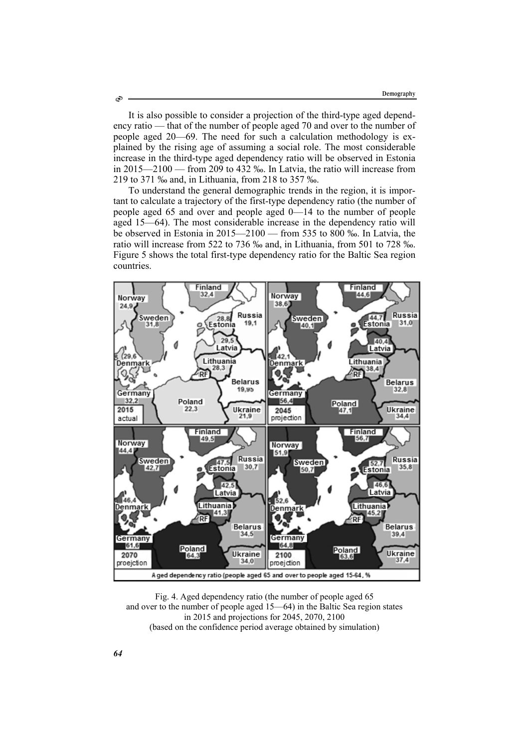It is also possible to consider a projection of the third-type aged dependency ratio — that of the number of people aged 70 and over to the number of people aged 20—69. The need for such a calculation methodology is explained by the rising age of assuming a social role. The most considerable increase in the third-type aged dependency ratio will be observed in Estonia in 2015—2100 — from 209 to 432 ‰. In Latvia, the ratio will increase from 219 to 371 ‰ and, in Lithuania, from 218 to 357 ‰.

To understand the general demographic trends in the region, it is important to calculate a trajectory of the first-type dependency ratio (the number of people aged 65 and over and people aged 0—14 to the number of people aged 15—64). The most considerable increase in the dependency ratio will be observed in Estonia in 2015—2100 — from 535 to 800 ‰. In Latvia, the ratio will increase from 522 to 736 ‰ and, in Lithuania, from 501 to 728 ‰. Figure 5 shows the total first-type dependency ratio for the Baltic Sea region countries.

| Country | 2015 actual | 2045 projection | 2070 projection | 2100 projection |
|---|---|---|---|---|
| Norway | 24,9 | 38,6 | 44,4 | 51,9 |
| Sweden | 31,8 | 40,1 | 42,7 | 50,7 |
| Finland | 32,4 | 44,6 | 49,5 | 56,7 |
| Estonia | 28,8 | 44,7 | 47,5 | 52,7 |
| Russia | 19,1 | 31,0 | 30,7 | 35,8 |
| Latvia | 29,5 | 40,4 | 42,5 | 46,6 |
| Lithuania | 28,3 | 38,4 | 41,3 | 45,2 |
| Denmark | 29,6 | 42,1 | 46,4 | 52,6 |
| Belarus | 19,95 | 32,8 | 34,5 | 39,4 |
| Germany | 32,2 | 56,4 | 61,6 | 64,8 |
| Poland | 22,3 | 47,1 | 64,3 | 63,6 |
| Ukraine | 21,9 | 34,4 | 34,0 | 37,4 |

Aged dependency ratio (people aged 65 and over to people aged 15-64, %)

Fig. 4. Aged dependency ratio (the number of people aged 65 and over to the number of people aged 15—64) in the Baltic Sea region states in 2015 and projections for 2045, 2070, 2100 (based on the confidence period average obtained by simulation)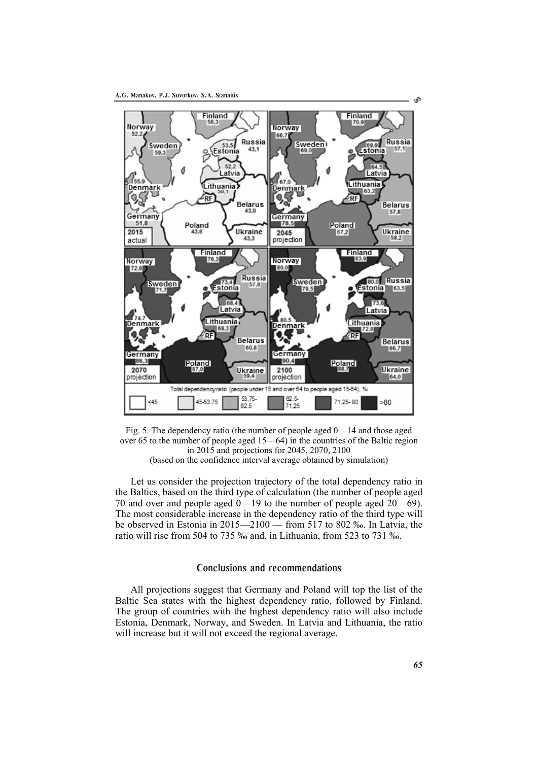Fig. 5. The dependency ratio (the number of people aged 0—14 and those aged over 65 to the number of people aged 15—64) in the countries of the Baltic region in 2015 and projections for 2045, 2070, 2100
(based on the confidence interval average obtained by simulation)

Let us consider the projection trajectory of the total dependency ratio in the Baltics, based on the third type of calculation (the number of people aged 70 and over and people aged 0—19 to the number of people aged 20—69). The most considerable increase in the dependency ratio of the third type will be observed in Estonia in 2015—2100 — from 517 to 802 ‰. In Latvia, the ratio will rise from 504 to 735 ‰ and, in Lithuania, from 523 to 731 ‰.

## Conclusions and recommendations

All projections suggest that Germany and Poland will top the list of the Baltic Sea states with the highest dependency ratio, followed by Finland. The group of countries with the highest dependency ratio will also include Estonia, Denmark, Norway, and Sweden. In Latvia and Lithuania, the ratio will increase but it will not exceed the regional average.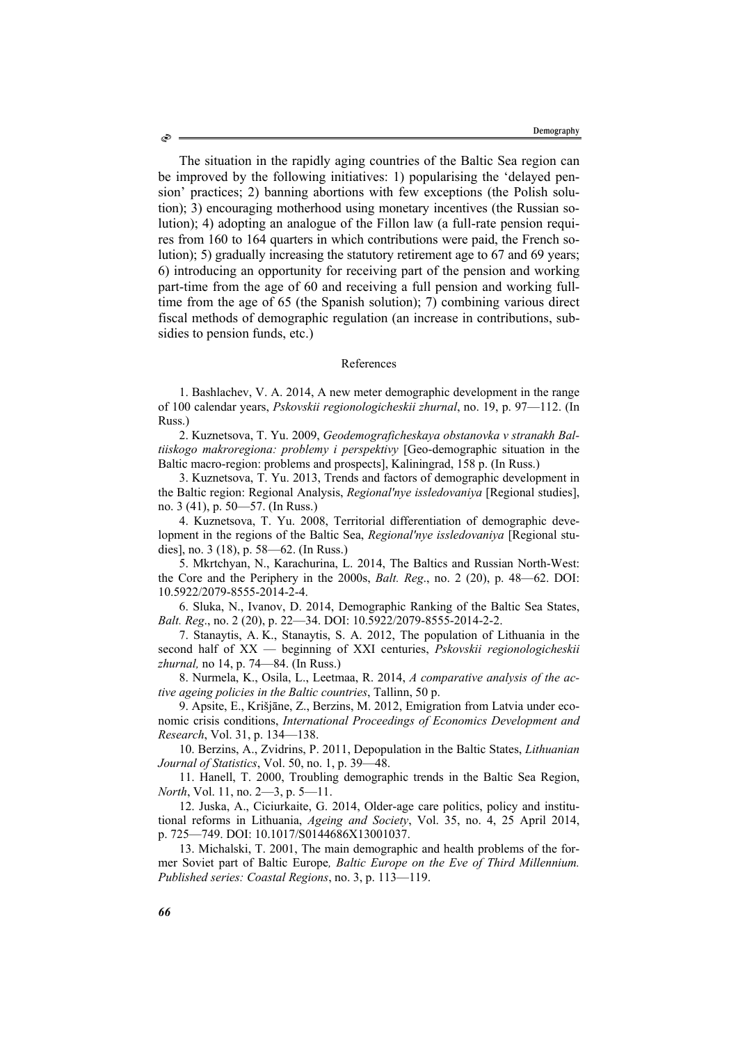The situation in the rapidly aging countries of the Baltic Sea region can be improved by the following initiatives: 1) popularising the 'delayed pension' practices; 2) banning abortions with few exceptions (the Polish solution); 3) encouraging motherhood using monetary incentives (the Russian solution); 4) adopting an analogue of the Fillon law (a full-rate pension requires from 160 to 164 quarters in which contributions were paid, the French solution); 5) gradually increasing the statutory retirement age to 67 and 69 years; 6) introducing an opportunity for receiving part of the pension and working part-time from the age of 60 and receiving a full pension and working full-time from the age of 65 (the Spanish solution); 7) combining various direct fiscal methods of demographic regulation (an increase in contributions, subsidies to pension funds, etc.)

## References

1. Bashlachev, V. A. 2014, A new meter demographic development in the range of 100 calendar years, *Pskovskii regionologicheskii zhurnal*, no. 19, p. 97—112. (In Russ.)

2. Kuznetsova, T. Yu. 2009, *Geodemograficheskaya obstanovka v stranakh Baltiiskogo makroregiona: problemy i perspektivy* [Geo-demographic situation in the Baltic macro-region: problems and prospects], Kaliningrad, 158 p. (In Russ.)

3. Kuznetsova, T. Yu. 2013, Trends and factors of demographic development in the Baltic region: Regional Analysis, *Regional'nye issledovaniya* [Regional studies], no. 3 (41), p. 50—57. (In Russ.)

4. Kuznetsova, T. Yu. 2008, Territorial differentiation of demographic development in the regions of the Baltic Sea, *Regional'nye issledovaniya* [Regional studies], no. 3 (18), p. 58—62. (In Russ.)

5. Mkrtchyan, N., Karachurina, L. 2014, The Baltics and Russian North-West: the Core and the Periphery in the 2000s, *Balt. Reg*., no. 2 (20), p. 48—62. DOI: 10.5922/2079-8555-2014-2-4.

6. Sluka, N., Ivanov, D. 2014, Demographic Ranking of the Baltic Sea States, *Balt. Reg*., no. 2 (20), p. 22—34. DOI: 10.5922/2079-8555-2014-2-2.

7. Stanaytis, A. K., Stanaytis, S. A. 2012, The population of Lithuania in the second half of XX — beginning of XXI centuries, *Pskovskii regionologicheskii zhurnal,* no 14, p. 74—84. (In Russ.)

8. Nurmela, K., Osila, L., Leetmaa, R. 2014, *A comparative analysis of the active ageing policies in the Baltic countries*, Tallinn, 50 p.

9. Apsite, E., Krišjāne, Z., Berzins, M. 2012, Emigration from Latvia under economic crisis conditions, *International Proceedings of Economics Development and Research*, Vol. 31, p. 134—138.

10. Berzins, A., Zvidrins, P. 2011, Depopulation in the Baltic States, *Lithuanian Journal of Statistics*, Vol. 50, no. 1, p. 39—48.

11. Hanell, T. 2000, Troubling demographic trends in the Baltic Sea Region, *North*, Vol. 11, no. 2—3, p. 5—11.

12. Juska, A., Ciciurkaite, G. 2014, Older-age care politics, policy and institutional reforms in Lithuania, *Ageing and Society*, Vol. 35, no. 4, 25 April 2014, p. 725—749. DOI: 10.1017/S0144686X13001037.

13. Michalski, T. 2001, The main demographic and health problems of the former Soviet part of Baltic Europe*, Baltic Europe on the Eve of Third Millennium. Published series: Coastal Regions*, no. 3, p. 113—119.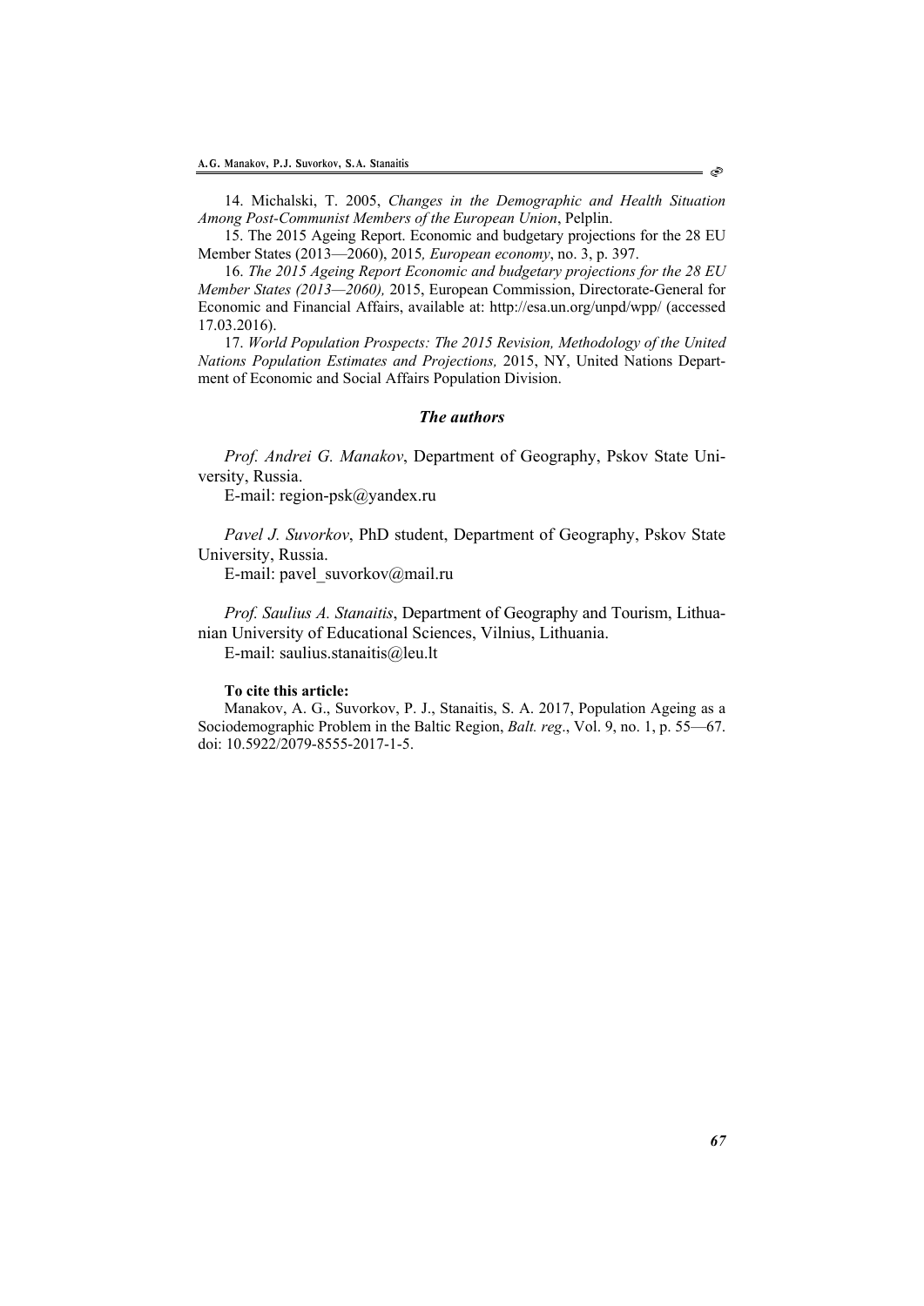14. Michalski, T. 2005, *Changes in the Demographic and Health Situation Among Post-Communist Members of the European Union*, Pelplin.

15. The 2015 Ageing Report. Economic and budgetary projections for the 28 EU Member States (2013—2060), 2015*, European economy*, no. 3, p. 397.

16. *The 2015 Ageing Report Economic and budgetary projections for the 28 EU Member States (2013—2060),* 2015, European Commission, Directorate-General for Economic and Financial Affairs, available at: http://esa.un.org/unpd/wpp/ (accessed 17.03.2016).

17. *World Population Prospects: The 2015 Revision, Methodology of the United Nations Population Estimates and Projections,* 2015, NY, United Nations Department of Economic and Social Affairs Population Division.

### *The authors*

*Prof. Andrei G. Manakov*, Department of Geography, Pskov State University, Russia.

E-mail: region-psk@yandex.ru

*Pavel J. Suvorkov*, PhD student, Department of Geography, Pskov State University, Russia.

E-mail: pavel_suvorkov@mail.ru

*Prof. Saulius A. Stanaitis*, Department of Geography and Tourism, Lithuanian University of Educational Sciences, Vilnius, Lithuania.

E-mail: saulius.stanaitis@leu.lt

**To cite this article:**

Manakov, A. G., Suvorkov, P. J., Stanaitis, S. A. 2017, Population Ageing as a Sociodemographic Problem in the Baltic Region, *Balt. reg*., Vol. 9, no. 1, p. 55—67. doi: 10.5922/2079-8555-2017-1-5.